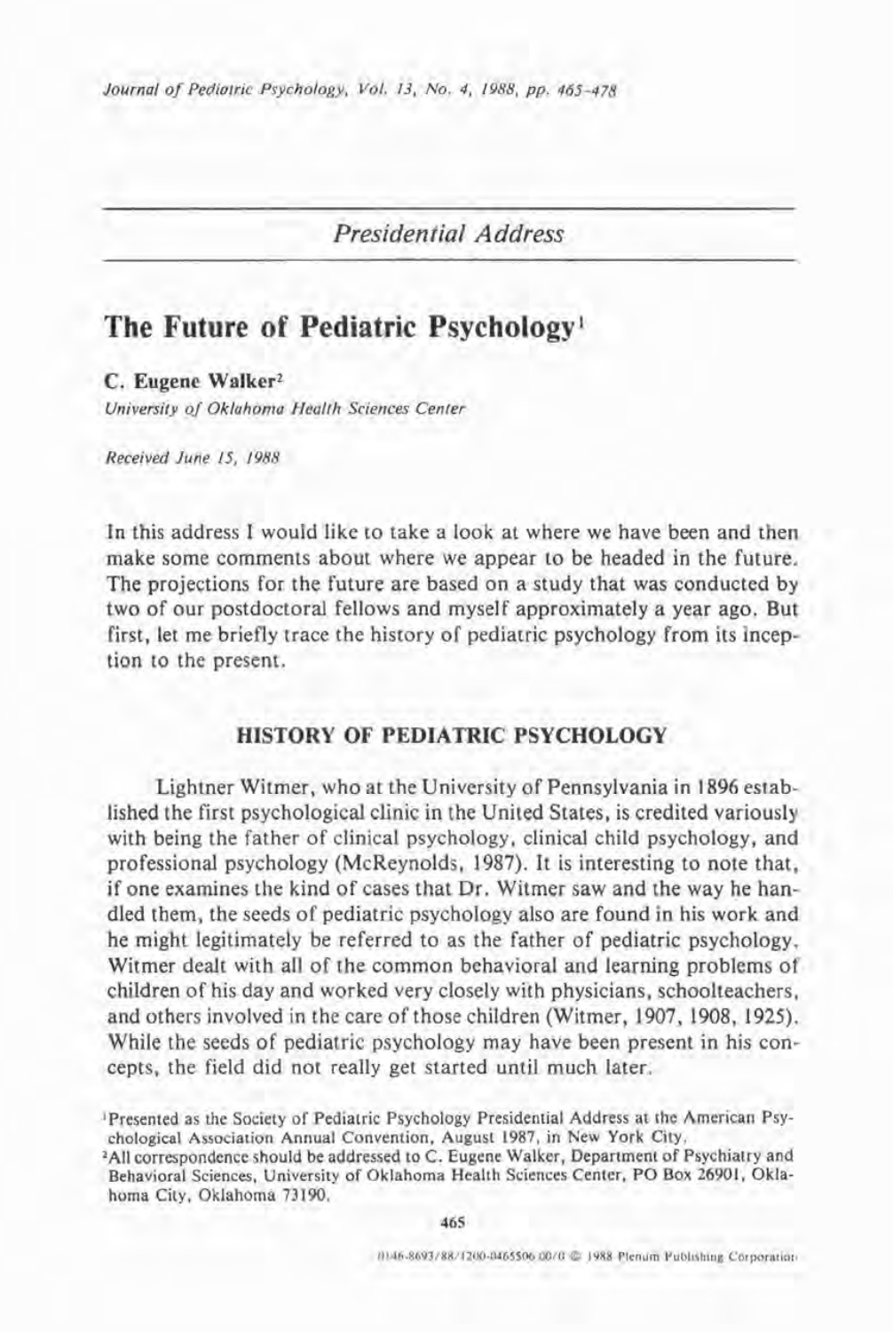## Presidential Address

# The Future of Pediatric Psychology[1]

**C. Eugene Walker**[2]

*University of Oklahoma Health Sciences Center*

*Received June 15, 1988*

In this address I would like to take a look at where we have been and then make some comments about where we appear to be headed in the future. The projections for the future are based on a study that was conducted by two of our postdoctoral fellows and myself approximately a year ago. But first, let me briefly trace the history of pediatric psychology from its inception to the present.

## HISTORY OF PEDIATRIC PSYCHOLOGY

Lightner Witmer, who at the University of Pennsylvania in 1896 established the first psychological clinic in the United States, is credited variously with being the father of clinical psychology, clinical child psychology, and professional psychology (McReynolds, 1987). It is interesting to note that, if one examines the kind of cases that Dr. Witmer saw and the way he handled them, the seeds of pediatric psychology also are found in his work and he might legitimately be referred to as the father of pediatric psychology. Witmer dealt with all of the common behavioral and learning problems of children of his day and worked very closely with physicians, schoolteachers, and others involved in the care of those children (Witmer, 1907, 1908, 1925). While the seeds of pediatric psychology may have been present in his concepts, the field did not really get started until much later.

[1] Presented as the Society of Pediatric Psychology Presidential Address at the American Psychological Association Annual Convention, August 1987, in New York City.

[2] All correspondence should be addressed to C. Eugene Walker, Department of Psychiatry and Behavioral Sciences, University of Oklahoma Health Sciences Center, PO Box 26901, Oklahoma City, Oklahoma 73190.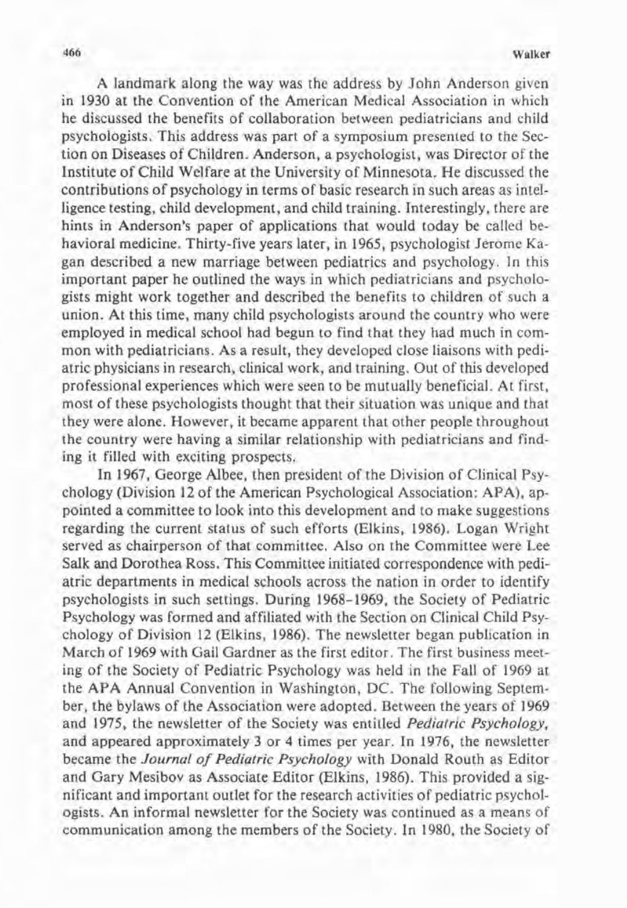A landmark along the way was the address by John Anderson given in 1930 at the Convention of the American Medical Association in which he discussed the benefits of collaboration between pediatricians and child psychologists. This address was part of a symposium presented to the Section on Diseases of Children. Anderson, a psychologist, was Director of the Institute of Child Welfare at the University of Minnesota. He discussed the contributions of psychology in terms of basic research in such areas as intelligence testing, child development, and child training. Interestingly, there are hints in Anderson's paper of applications that would today be called behavioral medicine. Thirty-five years later, in 1965, psychologist Jerome Kagan described a new marriage between pediatrics and psychology. In this important paper he outlined the ways in which pediatricians and psychologists might work together and described the benefits to children of such a union. At this time, many child psychologists around the country who were employed in medical school had begun to find that they had much in common with pediatricians. As a result, they developed close liaisons with pediatric physicians in research, clinical work, and training. Out of this developed professional experiences which were seen to be mutually beneficial. At first, most of these psychologists thought that their situation was unique and that they were alone. However, it became apparent that other people throughout the country were having a similar relationship with pediatricians and finding it filled with exciting prospects.

In 1967, George Albee, then president of the Division of Clinical Psychology (Division 12 of the American Psychological Association: APA), appointed a committee to look into this development and to make suggestions regarding the current status of such efforts (Elkins, 1986). Logan Wright served as chairperson of that committee. Also on the Committee were Lee Salk and Dorothea Ross. This Committee initiated correspondence with pediatric departments in medical schools across the nation in order to identify psychologists in such settings. During 1968–1969, the Society of Pediatric Psychology was formed and affiliated with the Section on Clinical Child Psychology of Division 12 (Elkins, 1986). The newsletter began publication in March of 1969 with Gail Gardner as the first editor. The first business meeting of the Society of Pediatric Psychology was held in the Fall of 1969 at the APA Annual Convention in Washington, DC. The following September, the bylaws of the Association were adopted. Between the years of 1969 and 1975, the newsletter of the Society was entitled *Pediatric Psychology*, and appeared approximately 3 or 4 times per year. In 1976, the newsletter became the *Journal of Pediatric Psychology* with Donald Routh as Editor and Gary Mesibov as Associate Editor (Elkins, 1986). This provided a significant and important outlet for the research activities of pediatric psychologists. An informal newsletter for the Society was continued as a means of communication among the members of the Society. In 1980, the Society of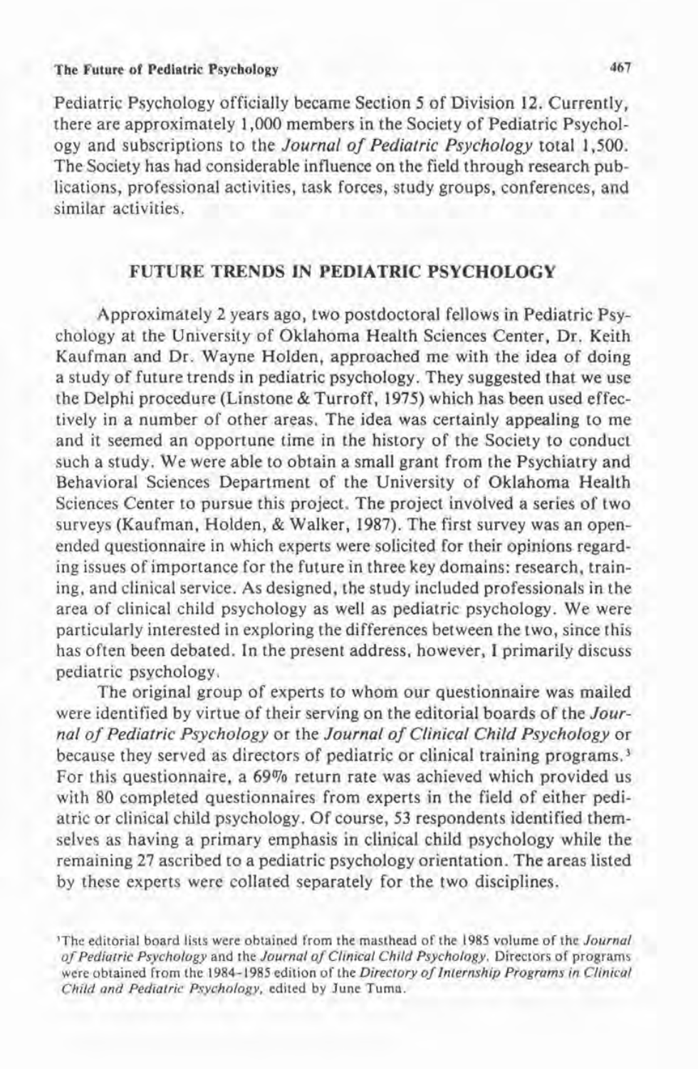Pediatric Psychology officially became Section 5 of Division 12. Currently, there are approximately 1,000 members in the Society of Pediatric Psychology and subscriptions to the *Journal of Pediatric Psychology* total 1,500. The Society has had considerable influence on the field through research publications, professional activities, task forces, study groups, conferences, and similar activities.

## FUTURE TRENDS IN PEDIATRIC PSYCHOLOGY

Approximately 2 years ago, two postdoctoral fellows in Pediatric Psychology at the University of Oklahoma Health Sciences Center, Dr. Keith Kaufman and Dr. Wayne Holden, approached me with the idea of doing a study of future trends in pediatric psychology. They suggested that we use the Delphi procedure (Linstone & Turroff, 1975) which has been used effectively in a number of other areas. The idea was certainly appealing to me and it seemed an opportune time in the history of the Society to conduct such a study. We were able to obtain a small grant from the Psychiatry and Behavioral Sciences Department of the University of Oklahoma Health Sciences Center to pursue this project. The project involved a series of two surveys (Kaufman, Holden, & Walker, 1987). The first survey was an open-ended questionnaire in which experts were solicited for their opinions regarding issues of importance for the future in three key domains: research, training, and clinical service. As designed, the study included professionals in the area of clinical child psychology as well as pediatric psychology. We were particularly interested in exploring the differences between the two, since this has often been debated. In the present address, however, I primarily discuss pediatric psychology.

The original group of experts to whom our questionnaire was mailed were identified by virtue of their serving on the editorial boards of the *Journal of Pediatric Psychology* or the *Journal of Clinical Child Psychology* or because they served as directors of pediatric or clinical training programs.[3] For this questionnaire, a 69% return rate was achieved which provided us with 80 completed questionnaires from experts in the field of either pediatric or clinical child psychology. Of course, 53 respondents identified themselves as having a primary emphasis in clinical child psychology while the remaining 27 ascribed to a pediatric psychology orientation. The areas listed by these experts were collated separately for the two disciplines.

[3]The editorial board lists were obtained from the masthead of the 1985 volume of the *Journal of Pediatric Psychology* and the *Journal of Clinical Child Psychology*. Directors of programs were obtained from the 1984-1985 edition of the *Directory of Internship Programs in Clinical Child and Pediatric Psychology*, edited by June Tuma.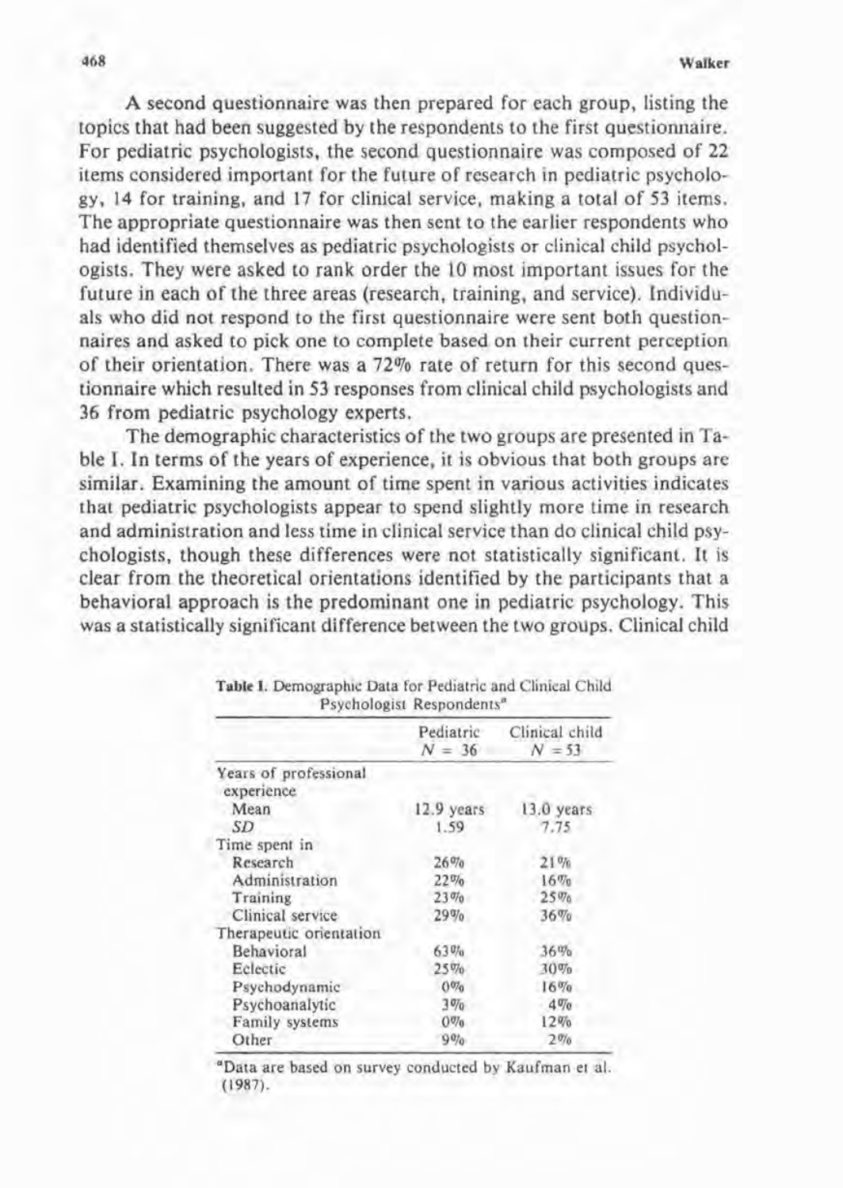A second questionnaire was then prepared for each group, listing the topics that had been suggested by the respondents to the first questionnaire. For pediatric psychologists, the second questionnaire was composed of 22 items considered important for the future of research in pediatric psychology, 14 for training, and 17 for clinical service, making a total of 53 items. The appropriate questionnaire was then sent to the earlier respondents who had identified themselves as pediatric psychologists or clinical child psychologists. They were asked to rank order the 10 most important issues for the future in each of the three areas (research, training, and service). Individuals who did not respond to the first questionnaire were sent both questionnaires and asked to pick one to complete based on their current perception of their orientation. There was a 72% rate of return for this second questionnaire which resulted in 53 responses from clinical child psychologists and 36 from pediatric psychology experts.

The demographic characteristics of the two groups are presented in Table I. In terms of the years of experience, it is obvious that both groups are similar. Examining the amount of time spent in various activities indicates that pediatric psychologists appear to spend slightly more time in research and administration and less time in clinical service than do clinical child psychologists, though these differences were not statistically significant. It is clear from the theoretical orientations identified by the participants that a behavioral approach is the predominant one in pediatric psychology. This was a statistically significant difference between the two groups. Clinical child

**Table I.** Demographic Data for Pediatric and Clinical Child Psychologist Respondents[a]

| | Pediatric $N = 36$ | Clinical child $N = 53$ |
|---|---|---|
| Years of professional experience | | |
| Mean | 12.9 years | 13.0 years |
| *SD* | 1.59 | 7.75 |
| Time spent in | | |
| Research | 26% | 21% |
| Administration | 22% | 16% |
| Training | 23% | 25% |
| Clinical service | 29% | 36% |
| Therapeutic orientation | | |
| Behavioral | 63% | 36% |
| Eclectic | 25% | 30% |
| Psychodynamic | 0% | 16% |
| Psychoanalytic | 3% | 4% |
| Family systems | 0% | 12% |
| Other | 9% | 2% |

[a]Data are based on survey conducted by Kaufman et al. (1987).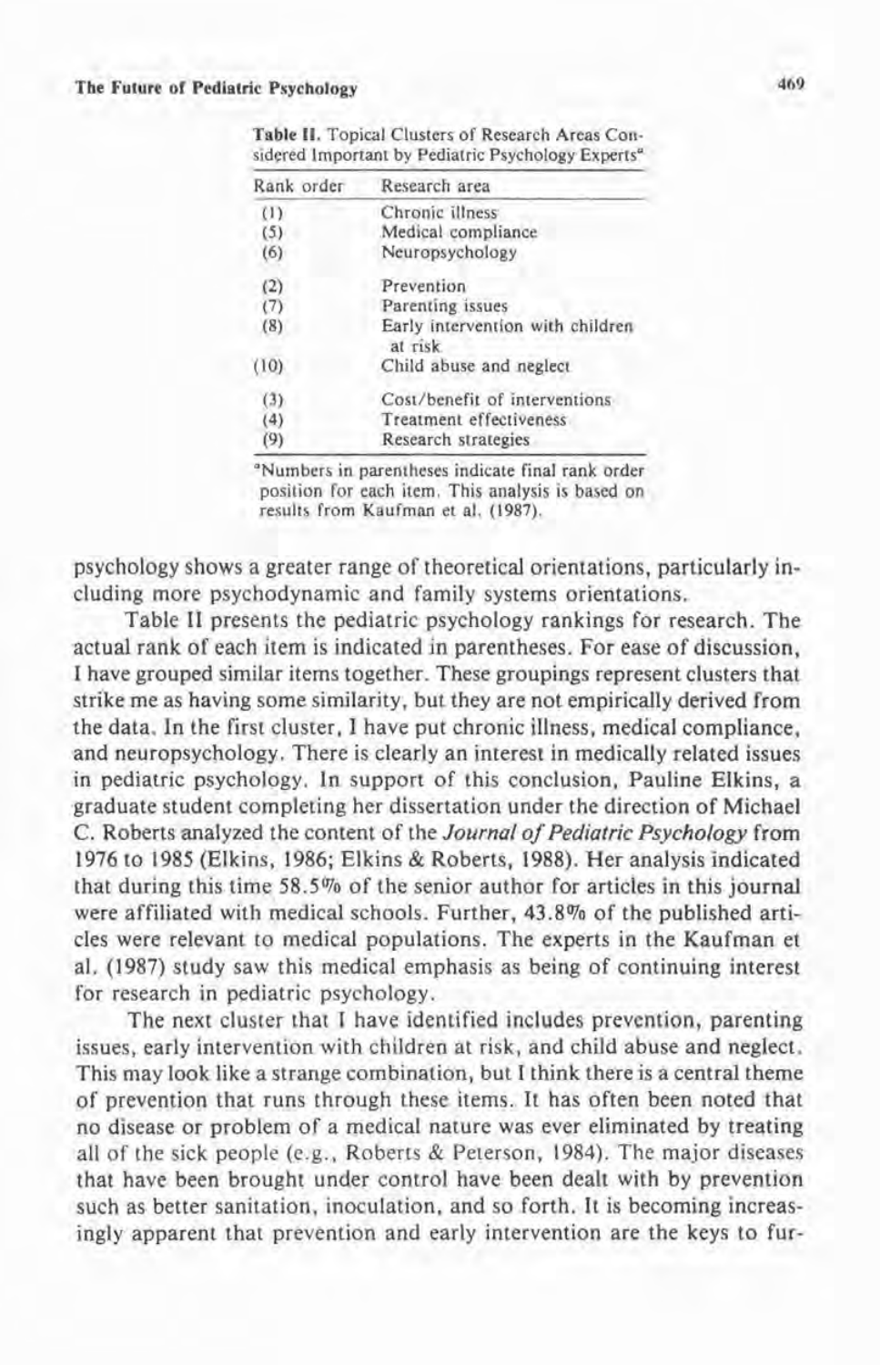Table II. Topical Clusters of Research Areas Considered Important by Pediatric Psychology Experts[a]

| Rank order | Research area |
|---|---|
| (1) | Chronic illness |
| (5) | Medical compliance |
| (6) | Neuropsychology |
| (2) | Prevention |
| (7) | Parenting issues |
| (8) | Early intervention with children at risk |
| (10) | Child abuse and neglect |
| (3) | Cost/benefit of interventions |
| (4) | Treatment effectiveness |
| (9) | Research strategies |

[a]Numbers in parentheses indicate final rank order position for each item. This analysis is based on results from Kaufman et al. (1987).

psychology shows a greater range of theoretical orientations, particularly including more psychodynamic and family systems orientations.

Table II presents the pediatric psychology rankings for research. The actual rank of each item is indicated in parentheses. For ease of discussion, I have grouped similar items together. These groupings represent clusters that strike me as having some similarity, but they are not empirically derived from the data. In the first cluster, I have put chronic illness, medical compliance, and neuropsychology. There is clearly an interest in medically related issues in pediatric psychology. In support of this conclusion, Pauline Elkins, a graduate student completing her dissertation under the direction of Michael C. Roberts analyzed the content of the *Journal of Pediatric Psychology* from 1976 to 1985 (Elkins, 1986; Elkins & Roberts, 1988). Her analysis indicated that during this time 58.5% of the senior author for articles in this journal were affiliated with medical schools. Further, 43.8% of the published articles were relevant to medical populations. The experts in the Kaufman et al. (1987) study saw this medical emphasis as being of continuing interest for research in pediatric psychology.

The next cluster that I have identified includes prevention, parenting issues, early intervention with children at risk, and child abuse and neglect. This may look like a strange combination, but I think there is a central theme of prevention that runs through these items. It has often been noted that no disease or problem of a medical nature was ever eliminated by treating all of the sick people (e.g., Roberts & Peterson, 1984). The major diseases that have been brought under control have been dealt with by prevention such as better sanitation, inoculation, and so forth. It is becoming increasingly apparent that prevention and early intervention are the keys to fur-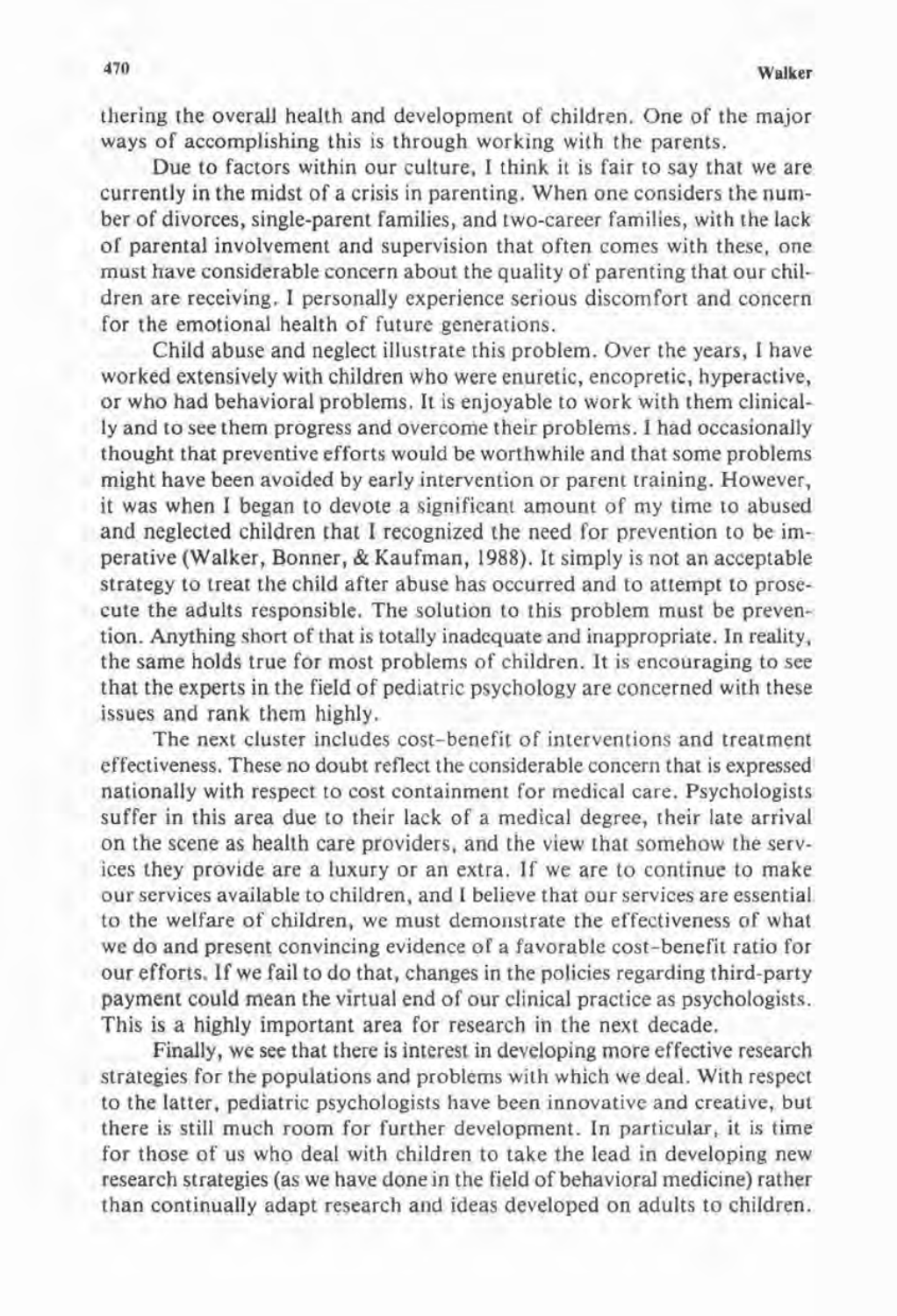thering the overall health and development of children. One of the major ways of accomplishing this is through working with the parents.

Due to factors within our culture, I think it is fair to say that we are currently in the midst of a crisis in parenting. When one considers the number of divorces, single-parent families, and two-career families, with the lack of parental involvement and supervision that often comes with these, one must have considerable concern about the quality of parenting that our children are receiving. I personally experience serious discomfort and concern for the emotional health of future generations.

Child abuse and neglect illustrate this problem. Over the years, I have worked extensively with children who were enuretic, encopretic, hyperactive, or who had behavioral problems. It is enjoyable to work with them clinically and to see them progress and overcome their problems. I had occasionally thought that preventive efforts would be worthwhile and that some problems might have been avoided by early intervention or parent training. However, it was when I began to devote a significant amount of my time to abused and neglected children that I recognized the need for prevention to be imperative (Walker, Bonner, & Kaufman, 1988). It simply is not an acceptable strategy to treat the child after abuse has occurred and to attempt to prosecute the adults responsible. The solution to this problem must be prevention. Anything short of that is totally inadequate and inappropriate. In reality, the same holds true for most problems of children. It is encouraging to see that the experts in the field of pediatric psychology are concerned with these issues and rank them highly.

The next cluster includes cost-benefit of interventions and treatment effectiveness. These no doubt reflect the considerable concern that is expressed nationally with respect to cost containment for medical care. Psychologists suffer in this area due to their lack of a medical degree, their late arrival on the scene as health care providers, and the view that somehow the services they provide are a luxury or an extra. If we are to continue to make our services available to children, and I believe that our services are essential to the welfare of children, we must demonstrate the effectiveness of what we do and present convincing evidence of a favorable cost-benefit ratio for our efforts. If we fail to do that, changes in the policies regarding third-party payment could mean the virtual end of our clinical practice as psychologists. This is a highly important area for research in the next decade.

Finally, we see that there is interest in developing more effective research strategies for the populations and problems with which we deal. With respect to the latter, pediatric psychologists have been innovative and creative, but there is still much room for further development. In particular, it is time for those of us who deal with children to take the lead in developing new research strategies (as we have done in the field of behavioral medicine) rather than continually adapt research and ideas developed on adults to children.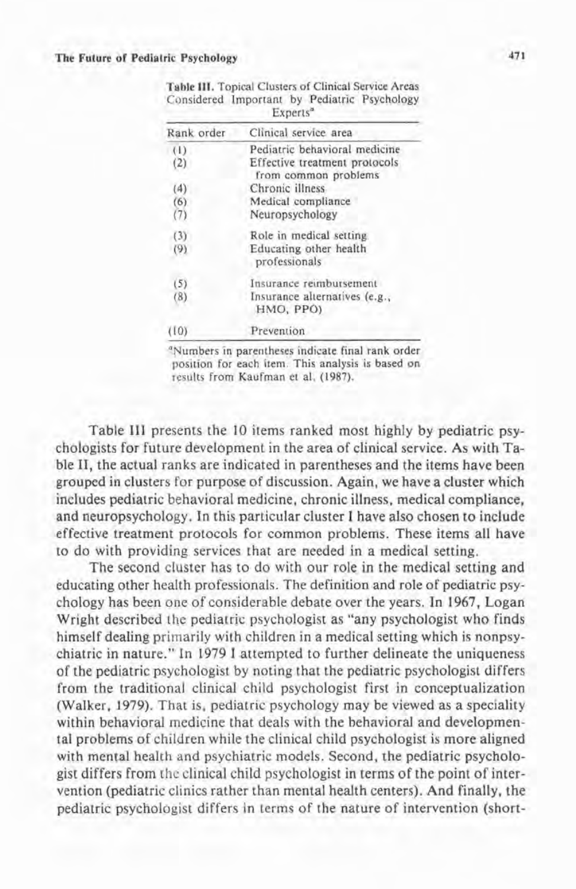**Table III.** Topical Clusters of Clinical Service Areas Considered Important by Pediatric Psychology Experts[a]

| Rank order | Clinical service area |
|---|---|
| (1) | Pediatric behavioral medicine |
| (2) | Effective treatment protocols from common problems |
| (4) | Chronic illness |
| (6) | Medical compliance |
| (7) | Neuropsychology |
| (3) | Role in medical setting |
| (9) | Educating other health professionals |
| (5) | Insurance reimbursement |
| (8) | Insurance alternatives (e.g., HMO, PPO) |
| (10) | Prevention |

[a]Numbers in parentheses indicate final rank order position for each item. This analysis is based on results from Kaufman et al. (1987).

Table III presents the 10 items ranked most highly by pediatric psychologists for future development in the area of clinical service. As with Table II, the actual ranks are indicated in parentheses and the items have been grouped in clusters for purpose of discussion. Again, we have a cluster which includes pediatric behavioral medicine, chronic illness, medical compliance, and neuropsychology. In this particular cluster I have also chosen to include effective treatment protocols for common problems. These items all have to do with providing services that are needed in a medical setting.

The second cluster has to do with our role in the medical setting and educating other health professionals. The definition and role of pediatric psychology has been one of considerable debate over the years. In 1967, Logan Wright described the pediatric psychologist as "any psychologist who finds himself dealing primarily with children in a medical setting which is nonpsychiatric in nature." In 1979 I attempted to further delineate the uniqueness of the pediatric psychologist by noting that the pediatric psychologist differs from the traditional clinical child psychologist first in conceptualization (Walker, 1979). That is, pediatric psychology may be viewed as a speciality within behavioral medicine that deals with the behavioral and developmental problems of children while the clinical child psychologist is more aligned with mental health and psychiatric models. Second, the pediatric psychologist differs from the clinical child psychologist in terms of the point of intervention (pediatric clinics rather than mental health centers). And finally, the pediatric psychologist differs in terms of the nature of intervention (short-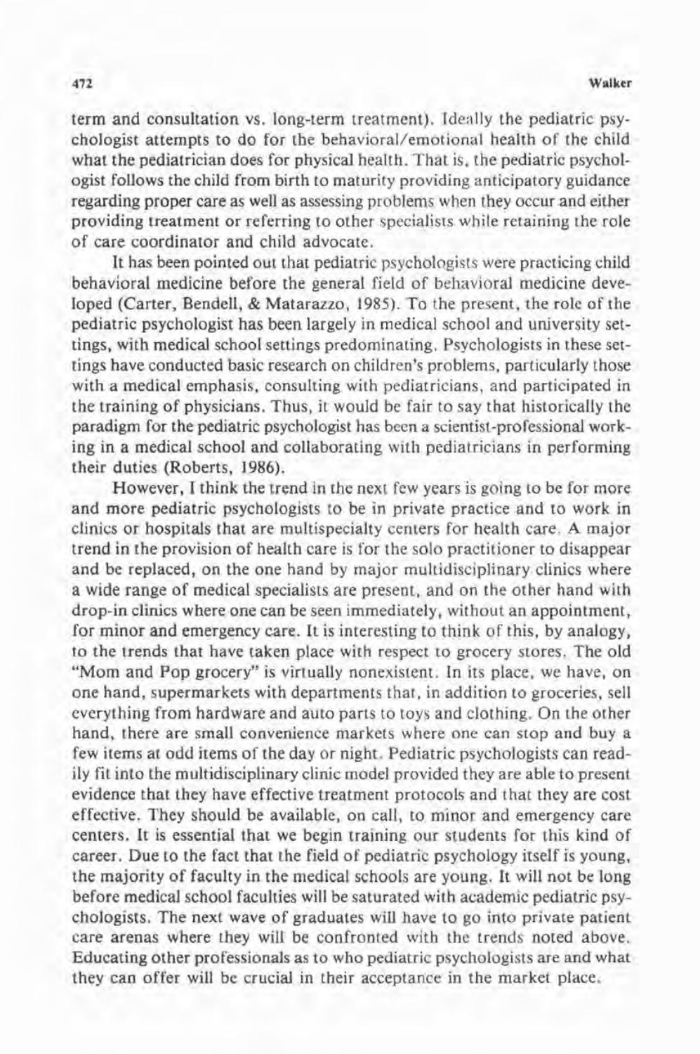term and consultation vs. long-term treatment). Ideally the pediatric psychologist attempts to do for the behavioral/emotional health of the child what the pediatrician does for physical health. That is, the pediatric psychologist follows the child from birth to maturity providing anticipatory guidance regarding proper care as well as assessing problems when they occur and either providing treatment or referring to other specialists while retaining the role of care coordinator and child advocate.

It has been pointed out that pediatric psychologists were practicing child behavioral medicine before the general field of behavioral medicine developed (Carter, Bendell, & Matarazzo, 1985). To the present, the role of the pediatric psychologist has been largely in medical school and university settings, with medical school settings predominating. Psychologists in these settings have conducted basic research on children's problems, particularly those with a medical emphasis, consulting with pediatricians, and participated in the training of physicians. Thus, it would be fair to say that historically the paradigm for the pediatric psychologist has been a scientist-professional working in a medical school and collaborating with pediatricians in performing their duties (Roberts, 1986).

However, I think the trend in the next few years is going to be for more and more pediatric psychologists to be in private practice and to work in clinics or hospitals that are multispecialty centers for health care. A major trend in the provision of health care is for the solo practitioner to disappear and be replaced, on the one hand by major multidisciplinary clinics where a wide range of medical specialists are present, and on the other hand with drop-in clinics where one can be seen immediately, without an appointment, for minor and emergency care. It is interesting to think of this, by analogy, to the trends that have taken place with respect to grocery stores. The old "Mom and Pop grocery" is virtually nonexistent. In its place, we have, on one hand, supermarkets with departments that, in addition to groceries, sell everything from hardware and auto parts to toys and clothing. On the other hand, there are small convenience markets where one can stop and buy a few items at odd items of the day or night. Pediatric psychologists can readily fit into the multidisciplinary clinic model provided they are able to present evidence that they have effective treatment protocols and that they are cost effective. They should be available, on call, to minor and emergency care centers. It is essential that we begin training our students for this kind of career. Due to the fact that the field of pediatric psychology itself is young, the majority of faculty in the medical schools are young. It will not be long before medical school faculties will be saturated with academic pediatric psychologists. The next wave of graduates will have to go into private patient care arenas where they will be confronted with the trends noted above. Educating other professionals as to who pediatric psychologists are and what they can offer will be crucial in their acceptance in the market place.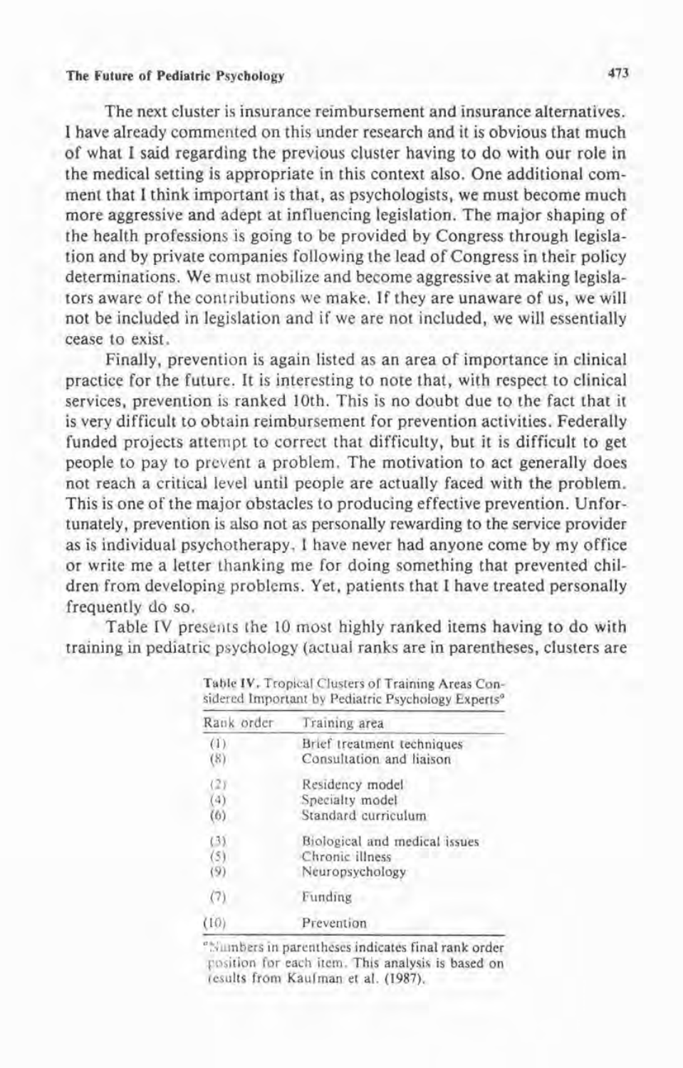The next cluster is insurance reimbursement and insurance alternatives. I have already commented on this under research and it is obvious that much of what I said regarding the previous cluster having to do with our role in the medical setting is appropriate in this context also. One additional comment that I think important is that, as psychologists, we must become much more aggressive and adept at influencing legislation. The major shaping of the health professions is going to be provided by Congress through legislation and by private companies following the lead of Congress in their policy determinations. We must mobilize and become aggressive at making legislators aware of the contributions we make. If they are unaware of us, we will not be included in legislation and if we are not included, we will essentially cease to exist.

Finally, prevention is again listed as an area of importance in clinical practice for the future. It is interesting to note that, with respect to clinical services, prevention is ranked 10th. This is no doubt due to the fact that it is very difficult to obtain reimbursement for prevention activities. Federally funded projects attempt to correct that difficulty, but it is difficult to get people to pay to prevent a problem. The motivation to act generally does not reach a critical level until people are actually faced with the problem. This is one of the major obstacles to producing effective prevention. Unfortunately, prevention is also not as personally rewarding to the service provider as is individual psychotherapy. I have never had anyone come by my office or write me a letter thanking me for doing something that prevented children from developing problems. Yet, patients that I have treated personally frequently do so.

Table IV presents the 10 most highly ranked items having to do with training in pediatric psychology (actual ranks are in parentheses, clusters are

**Table IV.** Tropical Clusters of Training Areas Considered Important by Pediatric Psychology Experts[a]

| Rank order | Training area |
|---|---|
| (1) | Brief treatment techniques |
| (8) | Consultation and liaison |
| (2) | Residency model |
| (4) | Specialty model |
| (6) | Standard curriculum |
| (3) | Biological and medical issues |
| (5) | Chronic illness |
| (9) | Neuropsychology |
| (7) | Funding |
| (10) | Prevention |

[a] Numbers in parentheses indicates final rank order position for each item. This analysis is based on results from Kaufman et al. (1987).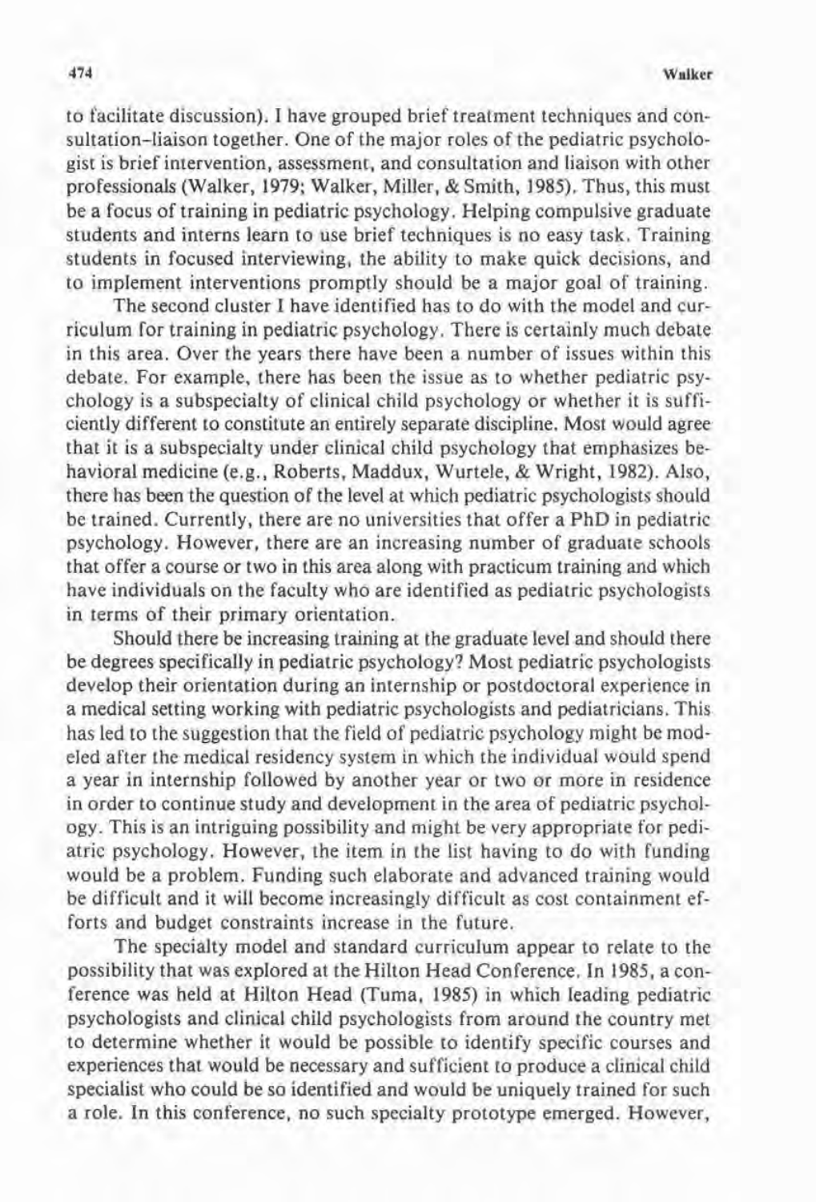to facilitate discussion). I have grouped brief treatment techniques and consultation–liaison together. One of the major roles of the pediatric psychologist is brief intervention, assessment, and consultation and liaison with other professionals (Walker, 1979; Walker, Miller, & Smith, 1985). Thus, this must be a focus of training in pediatric psychology. Helping compulsive graduate students and interns learn to use brief techniques is no easy task. Training students in focused interviewing, the ability to make quick decisions, and to implement interventions promptly should be a major goal of training.

The second cluster I have identified has to do with the model and curriculum for training in pediatric psychology. There is certainly much debate in this area. Over the years there have been a number of issues within this debate. For example, there has been the issue as to whether pediatric psychology is a subspecialty of clinical child psychology or whether it is sufficiently different to constitute an entirely separate discipline. Most would agree that it is a subspecialty under clinical child psychology that emphasizes behavioral medicine (e.g., Roberts, Maddux, Wurtele, & Wright, 1982). Also, there has been the question of the level at which pediatric psychologists should be trained. Currently, there are no universities that offer a PhD in pediatric psychology. However, there are an increasing number of graduate schools that offer a course or two in this area along with practicum training and which have individuals on the faculty who are identified as pediatric psychologists in terms of their primary orientation.

Should there be increasing training at the graduate level and should there be degrees specifically in pediatric psychology? Most pediatric psychologists develop their orientation during an internship or postdoctoral experience in a medical setting working with pediatric psychologists and pediatricians. This has led to the suggestion that the field of pediatric psychology might be modeled after the medical residency system in which the individual would spend a year in internship followed by another year or two or more in residence in order to continue study and development in the area of pediatric psychology. This is an intriguing possibility and might be very appropriate for pediatric psychology. However, the item in the list having to do with funding would be a problem. Funding such elaborate and advanced training would be difficult and it will become increasingly difficult as cost containment efforts and budget constraints increase in the future.

The specialty model and standard curriculum appear to relate to the possibility that was explored at the Hilton Head Conference. In 1985, a conference was held at Hilton Head (Tuma, 1985) in which leading pediatric psychologists and clinical child psychologists from around the country met to determine whether it would be possible to identify specific courses and experiences that would be necessary and sufficient to produce a clinical child specialist who could be so identified and would be uniquely trained for such a role. In this conference, no such specialty prototype emerged. However,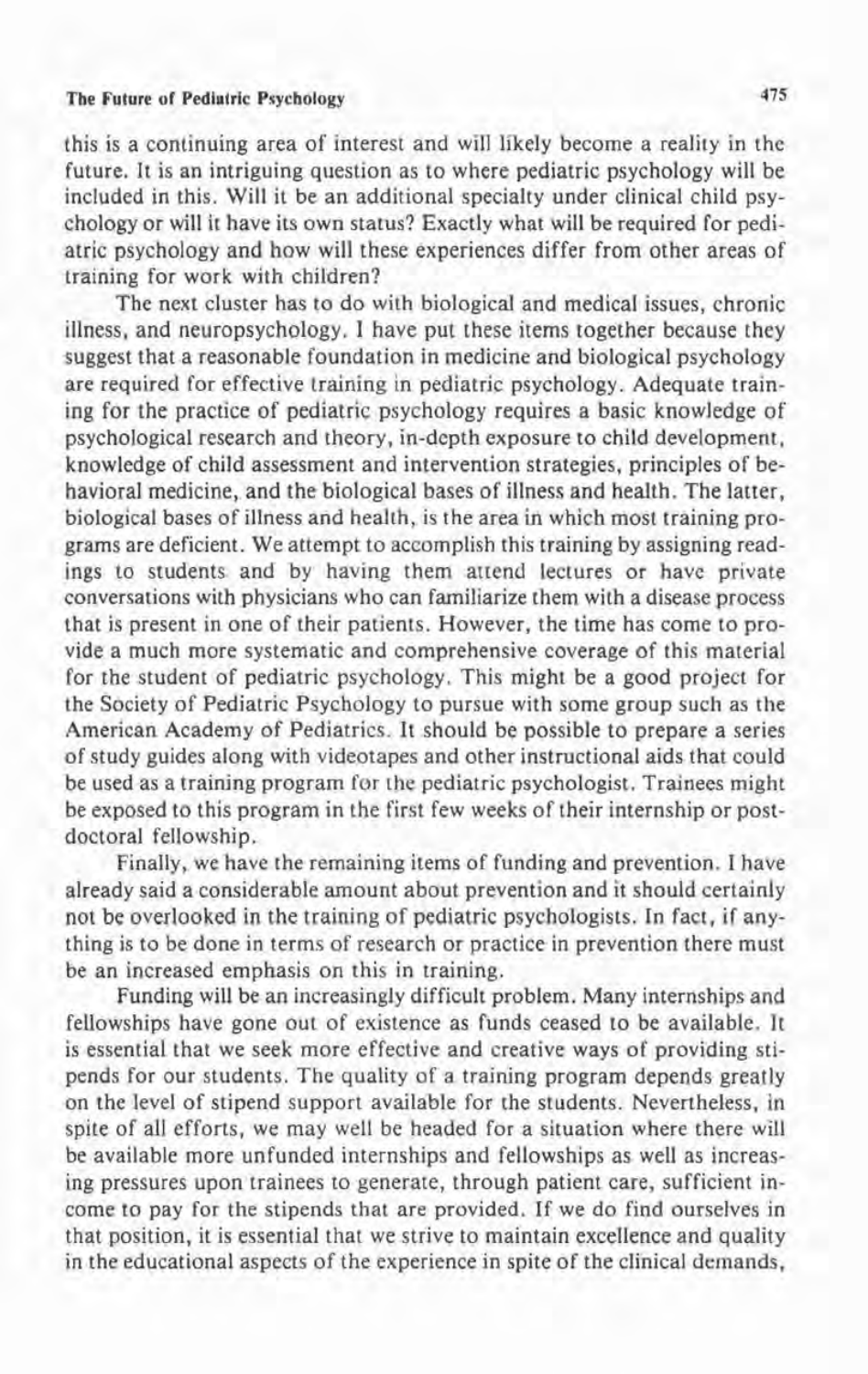this is a continuing area of interest and will likely become a reality in the future. It is an intriguing question as to where pediatric psychology will be included in this. Will it be an additional specialty under clinical child psychology or will it have its own status? Exactly what will be required for pediatric psychology and how will these experiences differ from other areas of training for work with children?

The next cluster has to do with biological and medical issues, chronic illness, and neuropsychology. I have put these items together because they suggest that a reasonable foundation in medicine and biological psychology are required for effective training in pediatric psychology. Adequate training for the practice of pediatric psychology requires a basic knowledge of psychological research and theory, in-depth exposure to child development, knowledge of child assessment and intervention strategies, principles of behavioral medicine, and the biological bases of illness and health. The latter, biological bases of illness and health, is the area in which most training programs are deficient. We attempt to accomplish this training by assigning readings to students and by having them attend lectures or have private conversations with physicians who can familiarize them with a disease process that is present in one of their patients. However, the time has come to provide a much more systematic and comprehensive coverage of this material for the student of pediatric psychology. This might be a good project for the Society of Pediatric Psychology to pursue with some group such as the American Academy of Pediatrics. It should be possible to prepare a series of study guides along with videotapes and other instructional aids that could be used as a training program for the pediatric psychologist. Trainees might be exposed to this program in the first few weeks of their internship or postdoctoral fellowship.

Finally, we have the remaining items of funding and prevention. I have already said a considerable amount about prevention and it should certainly not be overlooked in the training of pediatric psychologists. In fact, if anything is to be done in terms of research or practice in prevention there must be an increased emphasis on this in training.

Funding will be an increasingly difficult problem. Many internships and fellowships have gone out of existence as funds ceased to be available. It is essential that we seek more effective and creative ways of providing stipends for our students. The quality of a training program depends greatly on the level of stipend support available for the students. Nevertheless, in spite of all efforts, we may well be headed for a situation where there will be available more unfunded internships and fellowships as well as increasing pressures upon trainees to generate, through patient care, sufficient income to pay for the stipends that are provided. If we do find ourselves in that position, it is essential that we strive to maintain excellence and quality in the educational aspects of the experience in spite of the clinical demands,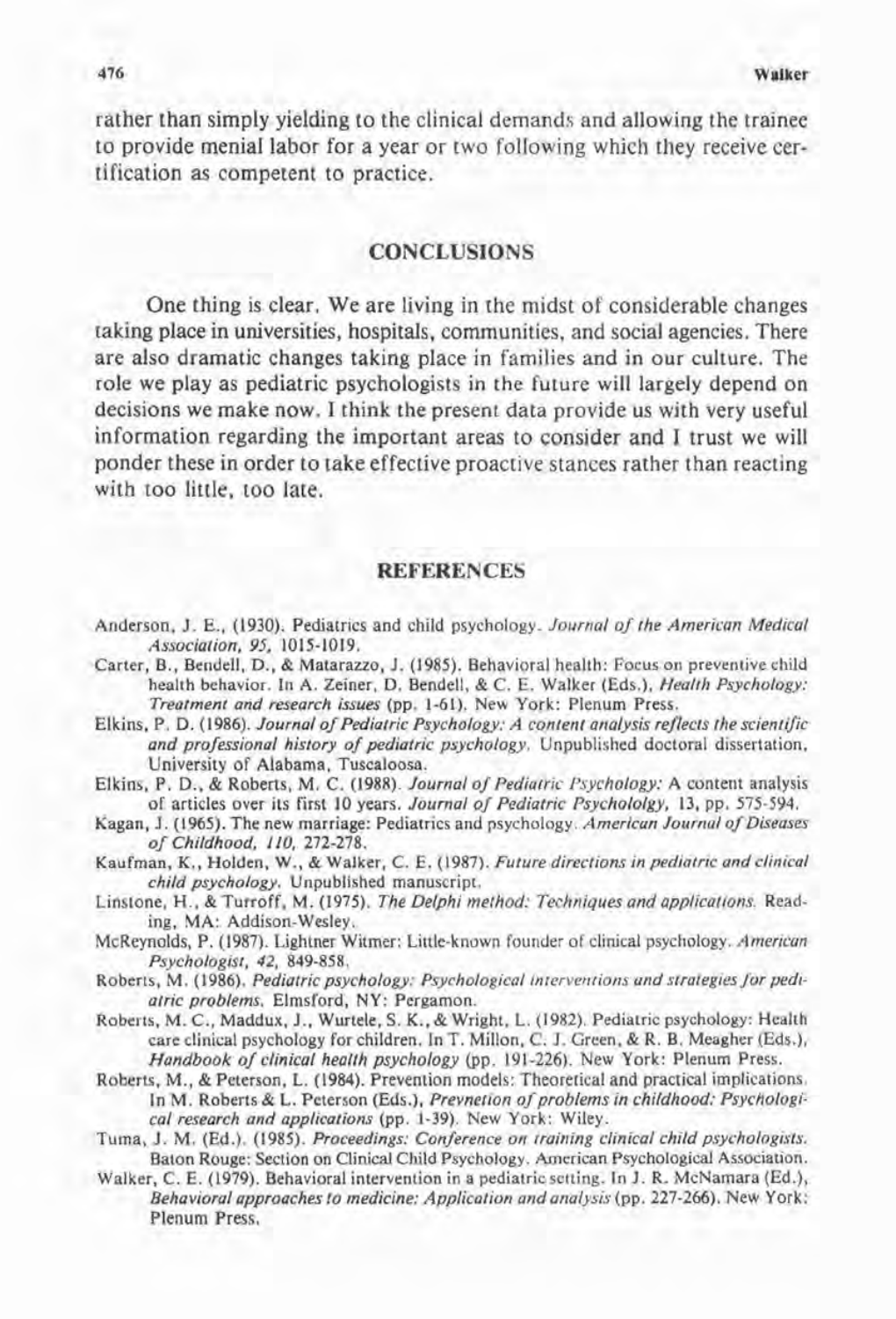rather than simply yielding to the clinical demands and allowing the trainee to provide menial labor for a year or two following which they receive certification as competent to practice.

## CONCLUSIONS

One thing is clear. We are living in the midst of considerable changes taking place in universities, hospitals, communities, and social agencies. There are also dramatic changes taking place in families and in our culture. The role we play as pediatric psychologists in the future will largely depend on decisions we make now. I think the present data provide us with very useful information regarding the important areas to consider and I trust we will ponder these in order to take effective proactive stances rather than reacting with too little, too late.

## REFERENCES

Anderson, J. E., (1930). Pediatrics and child psychology. *Journal of the American Medical Association, 95*, 1015-1019.

Carter, B., Bendell, D., & Matarazzo, J. (1985). Behavioral health: Focus on preventive child health behavior. In A. Zeiner, D. Bendell, & C. E. Walker (Eds.), *Health Psychology: Treatment and research issues* (pp. 1-61). New York: Plenum Press.

Elkins, P. D. (1986). *Journal of Pediatric Psychology: A content analysis reflects the scientific and professional history of pediatric psychology*. Unpublished doctoral dissertation, University of Alabama, Tuscaloosa.

Elkins, P. D., & Roberts, M. C. (1988). *Journal of Pediatric Psychology:* A content analysis of articles over its first 10 years. *Journal of Pediatric Psychololgy*, 13, pp. 575-594.

Kagan, J. (1965). The new marriage: Pediatrics and psychology. *American Journal of Diseases of Childhood, 110*, 272-278.

Kaufman, K., Holden, W., & Walker, C. E. (1987). *Future directions in pediatric and clinical child psychology*. Unpublished manuscript.

Linstone, H., & Turroff, M. (1975). *The Delphi method: Techniques and applications*. Reading, MA: Addison-Wesley.

McReynolds, P. (1987). Lightner Witmer: Little-known founder of clinical psychology. *American Psychologist, 42*, 849-858.

Roberts, M. (1986). *Pediatric psychology: Psychological interventions and strategies for pediatric problems*. Elmsford, NY: Pergamon.

Roberts, M. C., Maddux, J., Wurtele, S. K., & Wright, L. (1982). Pediatric psychology: Health care clinical psychology for children. In T. Millon, C. J. Green, & R. B. Meagher (Eds.), *Handbook of clinical health psychology* (pp. 191-226). New York: Plenum Press.

Roberts, M., & Peterson, L. (1984). Prevention models: Theoretical and practical implications. In M. Roberts & L. Peterson (Eds.), *Prevnetion of problems in childhood: Psychological research and applications* (pp. 1-39). New York: Wiley.

Tuma, J. M. (Ed.). (1985). *Proceedings: Conference on training clinical child psychologists*. Baton Rouge: Section on Clinical Child Psychology. American Psychological Association.

Walker, C. E. (1979). Behavioral intervention in a pediatric setting. In J. R. McNamara (Ed.), *Behavioral approaches to medicine: Application and analysis* (pp. 227-266). New York: Plenum Press.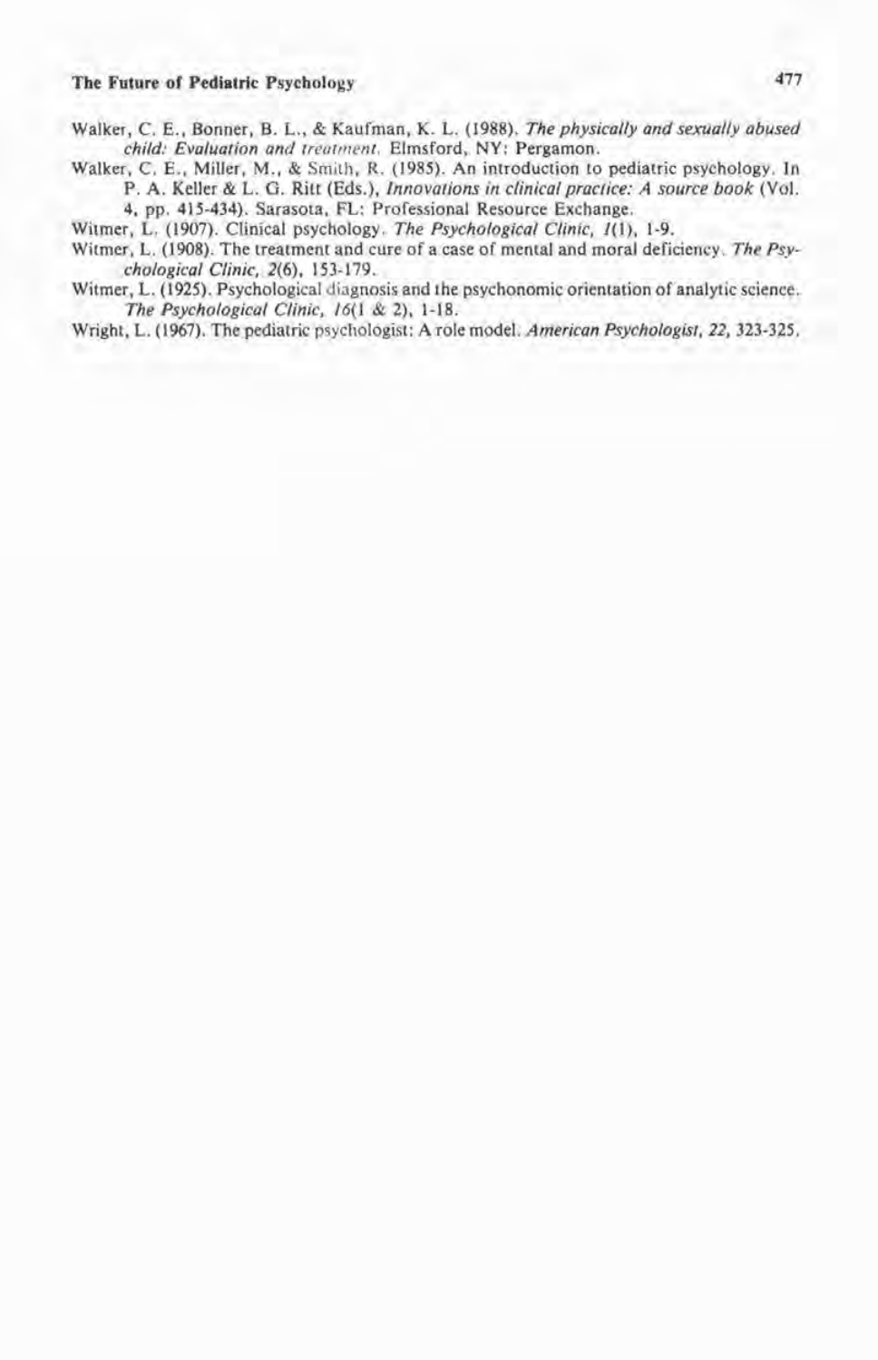Walker, C. E., Bonner, B. L., & Kaufman, K. L. (1988). *The physically and sexually abused child: Evaluation and treatment.* Elmsford, NY: Pergamon.

Walker, C. E., Miller, M., & Smith, R. (1985). An introduction to pediatric psychology. In P. A. Keller & L. G. Ritt (Eds.), *Innovations in clinical practice: A source book* (Vol. 4, pp. 415-434). Sarasota, FL: Professional Resource Exchange.

Witmer, L. (1907). Clinical psychology. *The Psychological Clinic, 1*(1), 1-9.

Witmer, L. (1908). The treatment and cure of a case of mental and moral deficiency. *The Psychological Clinic, 2*(6), 153-179.

Witmer, L. (1925). Psychological diagnosis and the psychonomic orientation of analytic science. *The Psychological Clinic, 16*(1 & 2), 1-18.

Wright, L. (1967). The pediatric psychologist: A role model. *American Psychologist, 22*, 323-325.